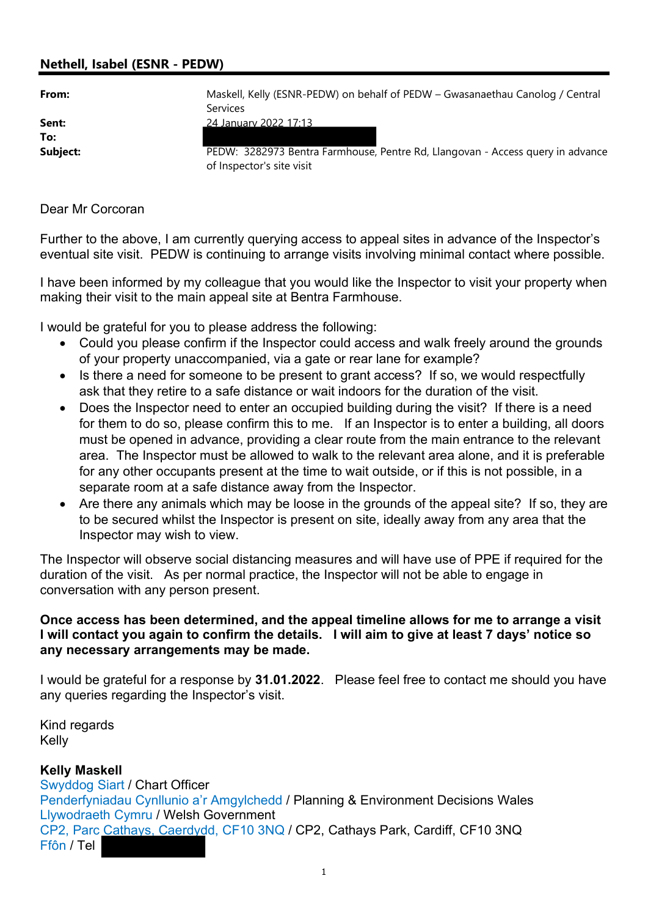**Nethell, Isabel (ESNR - PEDW)**

| | |
|---|---|
| **From:** | Maskell, Kelly (ESNR-PEDW) on behalf of PEDW – Gwasanaethau Canolog / Central Services |
| **Sent:** | 24 January 2022 17:13 |
| **To:** | |
| **Subject:** | PEDW: 3282973 Bentra Farmhouse, Pentre Rd, Llangovan - Access query in advance of Inspector's site visit |

Dear Mr Corcoran

Further to the above, I am currently querying access to appeal sites in advance of the Inspector's eventual site visit. PEDW is continuing to arrange visits involving minimal contact where possible.

I have been informed by my colleague that you would like the Inspector to visit your property when making their visit to the main appeal site at Bentra Farmhouse.

I would be grateful for you to please address the following:

- Could you please confirm if the Inspector could access and walk freely around the grounds of your property unaccompanied, via a gate or rear lane for example?
- Is there a need for someone to be present to grant access? If so, we would respectfully ask that they retire to a safe distance or wait indoors for the duration of the visit.
- Does the Inspector need to enter an occupied building during the visit? If there is a need for them to do so, please confirm this to me. If an Inspector is to enter a building, all doors must be opened in advance, providing a clear route from the main entrance to the relevant area. The Inspector must be allowed to walk to the relevant area alone, and it is preferable for any other occupants present at the time to wait outside, or if this is not possible, in a separate room at a safe distance away from the Inspector.
- Are there any animals which may be loose in the grounds of the appeal site? If so, they are to be secured whilst the Inspector is present on site, ideally away from any area that the Inspector may wish to view.

The Inspector will observe social distancing measures and will have use of PPE if required for the duration of the visit. As per normal practice, the Inspector will not be able to engage in conversation with any person present.

**Once access has been determined, and the appeal timeline allows for me to arrange a visit I will contact you again to confirm the details. I will aim to give at least 7 days' notice so any necessary arrangements may be made.**

I would be grateful for a response by **31.01.2022**. Please feel free to contact me should you have any queries regarding the Inspector's visit.

Kind regards
Kelly

**Kelly Maskell**
Swyddog Siart / Chart Officer
Penderfyniadau Cynllunio a'r Amgylchedd / Planning & Environment Decisions Wales
Llywodraeth Cymru / Welsh Government
CP2, Parc Cathays, Caerdydd, CF10 3NQ / CP2, Cathays Park, Cardiff, CF10 3NQ
Ffôn / Tel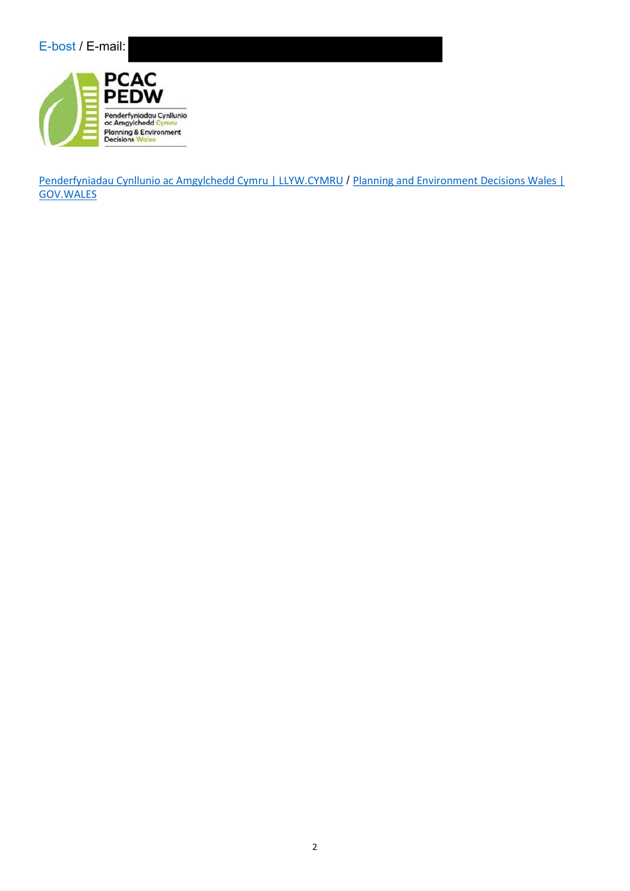E-bost / E-mail:

PCAC
PEDW
Penderfyniadau Cynllunio ac Amgylchedd Cymru
Planning & Environment Decisions Wales

[Penderfyniadau Cynllunio ac Amgylchedd Cymru | LLYW.CYMRU] / [Planning and Environment Decisions Wales | GOV.WALES]